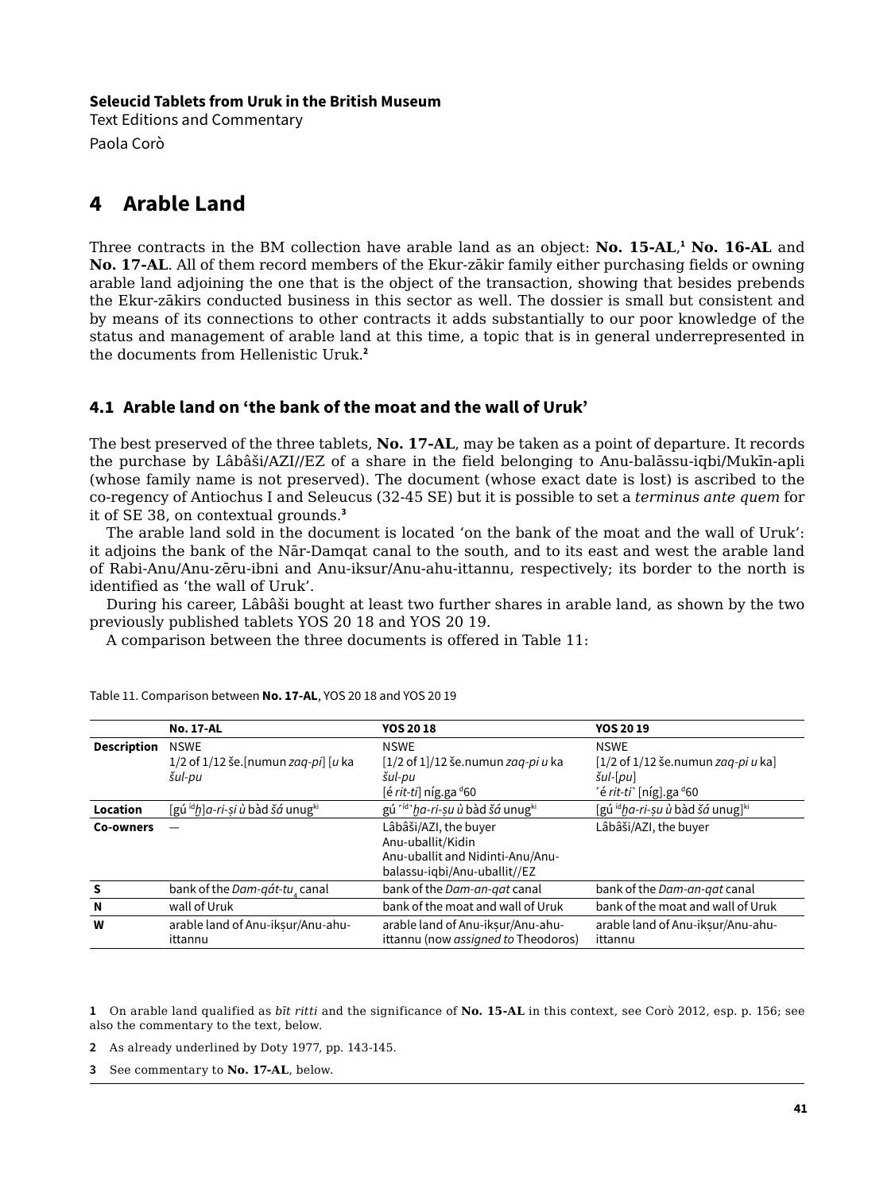**Seleucid Tablets from Uruk in the British Museum**
Text Editions and Commentary
Paola Corò

# 4 Arable Land

Three contracts in the BM collection have arable land as an object: **No. 15-AL**,[1] **No. 16-AL** and **No. 17-AL**. All of them record members of the Ekur-zākir family either purchasing fields or owning arable land adjoining the one that is the object of the transaction, showing that besides prebends the Ekur-zākirs conducted business in this sector as well. The dossier is small but consistent and by means of its connections to other contracts it adds substantially to our poor knowledge of the status and management of arable land at this time, a topic that is in general underrepresented in the documents from Hellenistic Uruk.[2]

## 4.1 Arable land on 'the bank of the moat and the wall of Uruk'

The best preserved of the three tablets, **No. 17-AL**, may be taken as a point of departure. It records the purchase by Lâbâši/AZI//EZ of a share in the field belonging to Anu-balāssu-iqbi/Mukīn-apli (whose family name is not preserved). The document (whose exact date is lost) is ascribed to the co-regency of Antiochus I and Seleucus (32-45 SE) but it is possible to set a *terminus ante quem* for it of SE 38, on contextual grounds.[3]

The arable land sold in the document is located 'on the bank of the moat and the wall of Uruk': it adjoins the bank of the Nār-Damqat canal to the south, and to its east and west the arable land of Rabi-Anu/Anu-zēru-ibni and Anu-iksur/Anu-ahu-ittannu, respectively; its border to the north is identified as 'the wall of Uruk'.

During his career, Lâbâši bought at least two further shares in arable land, as shown by the two previously published tablets YOS 20 18 and YOS 20 19.

A comparison between the three documents is offered in Table 11:

Table 11. Comparison between **No. 17-AL**, YOS 20 18 and YOS 20 19

| | **No. 17-AL** | **YOS 20 18** | **YOS 20 19** |
|---|---|---|---|
| **Description** | NSWE<br>1/2 of 1/12 še.[numun *zaq-pi*] [*u* ka *šul-pu* | NSWE<br>[1/2 of 1]/12 še.numun *zaq-pi u* ka *šul-pu*<br>[é *rit-ti*] níg.ga $^{d}$60 | NSWE<br>[1/2 of 1/12 še.numun *zaq-pi u* ka] *šul-*[*pu*]<br>˹é *rit-ti*˺ [níg].ga $^{d}$60 |
| **Location** | [gú $^{íd}$*ḫ*]*a-ri-ṣi ù* bàd *šá* unug$^{ki}$ | gú ˹$^{íd}$˺*ḫa-ri-ṣu ù* bàd *šá* unug$^{ki}$ | [gú $^{íd}$*ḫa-ri-ṣu ù* bàd *šá* unug]$^{ki}$ |
| **Co-owners** | — | Lâbâši/AZI, the buyer<br>Anu-uballit/Kidin<br>Anu-uballit and Nidinti-Anu/Anu-balassu-iqbi/Anu-uballit//EZ | Lâbâši/AZI, the buyer |
| **S** | bank of the *Dam-qát-tu*$_4$ canal | bank of the *Dam-an-qat* canal | bank of the *Dam-an-qat* canal |
| **N** | wall of Uruk | bank of the moat and wall of Uruk | bank of the moat and wall of Uruk |
| **W** | arable land of Anu-ikṣur/Anu-ahu-ittannu | arable land of Anu-ikṣur/Anu-ahu-ittannu (now *assigned to* Theodoros) | arable land of Anu-ikṣur/Anu-ahu-ittannu |

1 On arable land qualified as *bīt ritti* and the significance of **No. 15-AL** in this context, see Corò 2012, esp. p. 156; see also the commentary to the text, below.

2 As already underlined by Doty 1977, pp. 143-145.

3 See commentary to **No. 17-AL**, below.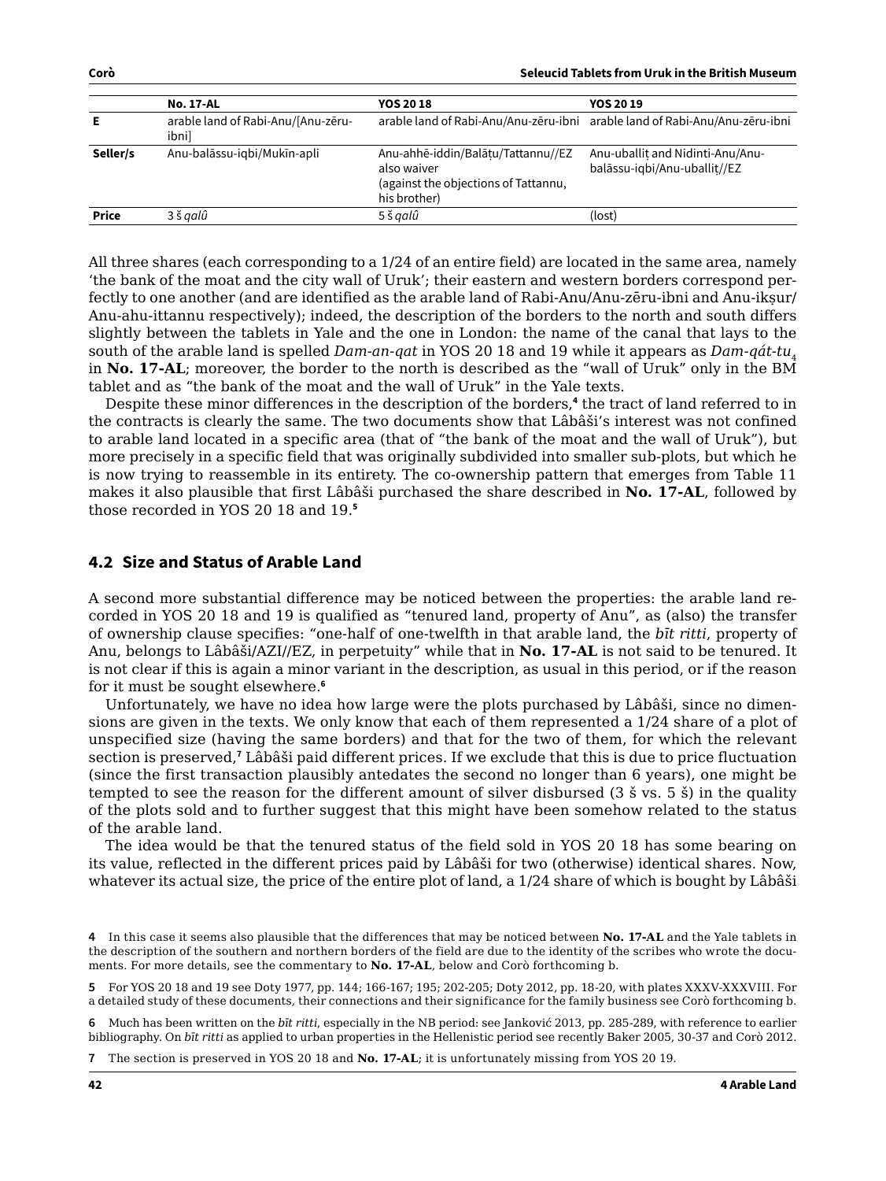|  | No. 17-AL | YOS 20 18 | YOS 20 19 |
|---|---|---|---|
| **E** | arable land of Rabi-Anu/[Anu-zēru-ibni] | arable land of Rabi-Anu/Anu-zēru-ibni | arable land of Rabi-Anu/Anu-zēru-ibni |
| **Seller/s** | Anu-balāssu-iqbi/Mukīn-apli | Anu-ahhē-iddin/Balāṭu/Tattannu//EZ also waiver (against the objections of Tattannu, his brother) | Anu-uballiṭ and Nidinti-Anu/Anu-balāssu-iqbi/Anu-uballiṭ//EZ |
| **Price** | 3 š *qalû* | 5 š *qalû* | (lost) |

All three shares (each corresponding to a 1/24 of an entire field) are located in the same area, namely 'the bank of the moat and the city wall of Uruk'; their eastern and western borders correspond perfectly to one another (and are identified as the arable land of Rabi-Anu/Anu-zēru-ibni and Anu-ikṣur/Anu-ahu-ittannu respectively); indeed, the description of the borders to the north and south differs slightly between the tablets in Yale and the one in London: the name of the canal that lays to the south of the arable land is spelled *Dam-an-qat* in YOS 20 18 and 19 while it appears as *Dam-qát-tu*$_4$ in **No. 17-AL**; moreover, the border to the north is described as the "wall of Uruk" only in the BM tablet and as "the bank of the moat and the wall of Uruk" in the Yale texts.

Despite these minor differences in the description of the borders,[4] the tract of land referred to in the contracts is clearly the same. The two documents show that Lâbâši's interest was not confined to arable land located in a specific area (that of "the bank of the moat and the wall of Uruk"), but more precisely in a specific field that was originally subdivided into smaller sub-plots, but which he is now trying to reassemble in its entirety. The co-ownership pattern that emerges from Table 11 makes it also plausible that first Lâbâši purchased the share described in **No. 17-AL**, followed by those recorded in YOS 20 18 and 19.[5]

## 4.2 Size and Status of Arable Land

A second more substantial difference may be noticed between the properties: the arable land recorded in YOS 20 18 and 19 is qualified as "tenured land, property of Anu", as (also) the transfer of ownership clause specifies: "one-half of one-twelfth in that arable land, the *bīt ritti*, property of Anu, belongs to Lâbâši/AZI//EZ, in perpetuity" while that in **No. 17-AL** is not said to be tenured. It is not clear if this is again a minor variant in the description, as usual in this period, or if the reason for it must be sought elsewhere.[6]

Unfortunately, we have no idea how large were the plots purchased by Lâbâši, since no dimensions are given in the texts. We only know that each of them represented a 1/24 share of a plot of unspecified size (having the same borders) and that for the two of them, for which the relevant section is preserved,[7] Lâbâši paid different prices. If we exclude that this is due to price fluctuation (since the first transaction plausibly antedates the second no longer than 6 years), one might be tempted to see the reason for the different amount of silver disbursed (3 š vs. 5 š) in the quality of the plots sold and to further suggest that this might have been somehow related to the status of the arable land.

The idea would be that the tenured status of the field sold in YOS 20 18 has some bearing on its value, reflected in the different prices paid by Lâbâši for two (otherwise) identical shares. Now, whatever its actual size, the price of the entire plot of land, a 1/24 share of which is bought by Lâbâši

4 In this case it seems also plausible that the differences that may be noticed between **No. 17-AL** and the Yale tablets in the description of the southern and northern borders of the field are due to the identity of the scribes who wrote the documents. For more details, see the commentary to **No. 17-AL**, below and Corò forthcoming b.

5 For YOS 20 18 and 19 see Doty 1977, pp. 144; 166-167; 195; 202-205; Doty 2012, pp. 18-20, with plates XXXV-XXXVIII. For a detailed study of these documents, their connections and their significance for the family business see Corò forthcoming b.

6 Much has been written on the *bīt ritti*, especially in the NB period: see Janković 2013, pp. 285-289, with reference to earlier bibliography. On *bīt ritti* as applied to urban properties in the Hellenistic period see recently Baker 2005, 30-37 and Corò 2012.

7 The section is preserved in YOS 20 18 and **No. 17-AL**; it is unfortunately missing from YOS 20 19.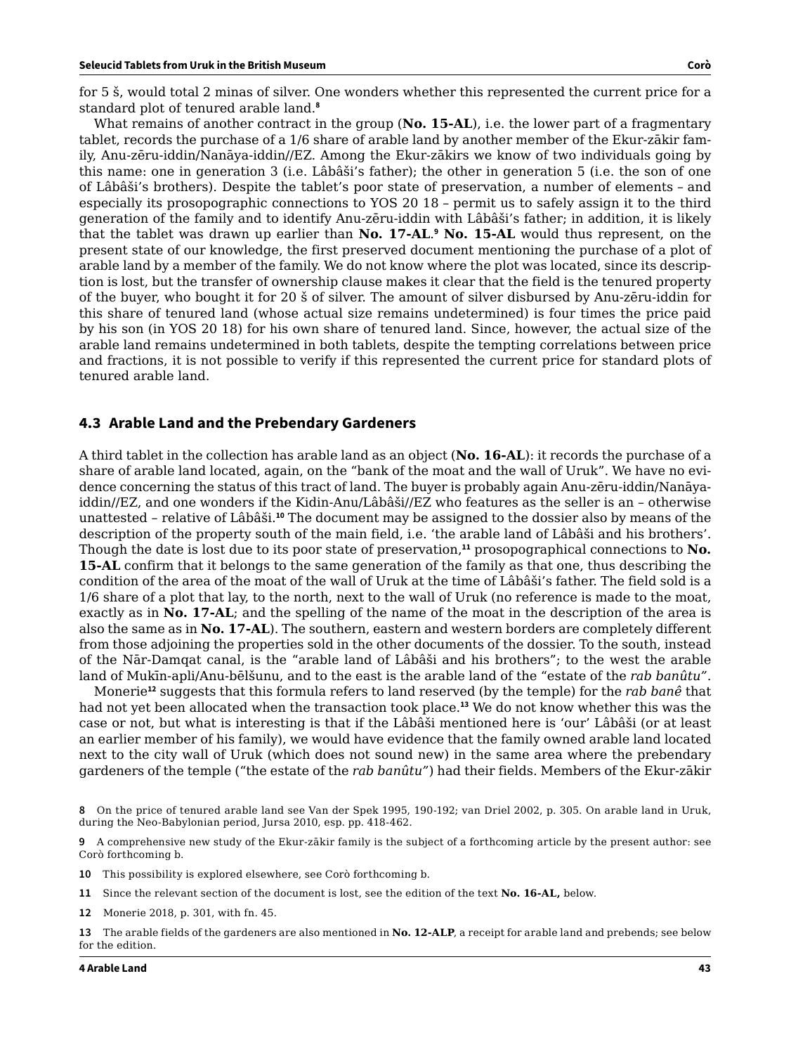for 5 š, would total 2 minas of silver. One wonders whether this represented the current price for a standard plot of tenured arable land.[8]

What remains of another contract in the group (**No. 15-AL**), i.e. the lower part of a fragmentary tablet, records the purchase of a 1/6 share of arable land by another member of the Ekur-zākir family, Anu-zēru-iddin/Nanāya-iddin//EZ. Among the Ekur-zākirs we know of two individuals going by this name: one in generation 3 (i.e. Lâbâši's father); the other in generation 5 (i.e. the son of one of Lâbâši's brothers). Despite the tablet's poor state of preservation, a number of elements – and especially its prosopographic connections to YOS 20 18 – permit us to safely assign it to the third generation of the family and to identify Anu-zēru-iddin with Lâbâši's father; in addition, it is likely that the tablet was drawn up earlier than **No. 17-AL**.[9] **No. 15-AL** would thus represent, on the present state of our knowledge, the first preserved document mentioning the purchase of a plot of arable land by a member of the family. We do not know where the plot was located, since its description is lost, but the transfer of ownership clause makes it clear that the field is the tenured property of the buyer, who bought it for 20 š of silver. The amount of silver disbursed by Anu-zēru-iddin for this share of tenured land (whose actual size remains undetermined) is four times the price paid by his son (in YOS 20 18) for his own share of tenured land. Since, however, the actual size of the arable land remains undetermined in both tablets, despite the tempting correlations between price and fractions, it is not possible to verify if this represented the current price for standard plots of tenured arable land.

## 4.3 Arable Land and the Prebendary Gardeners

A third tablet in the collection has arable land as an object (**No. 16-AL**): it records the purchase of a share of arable land located, again, on the "bank of the moat and the wall of Uruk". We have no evidence concerning the status of this tract of land. The buyer is probably again Anu-zēru-iddin/Nanāya-iddin//EZ, and one wonders if the Kidin-Anu/Lâbâši//EZ who features as the seller is an – otherwise unattested – relative of Lâbâši.[10] The document may be assigned to the dossier also by means of the description of the property south of the main field, i.e. 'the arable land of Lâbâši and his brothers'. Though the date is lost due to its poor state of preservation,[11] prosopographical connections to **No. 15-AL** confirm that it belongs to the same generation of the family as that one, thus describing the condition of the area of the moat of the wall of Uruk at the time of Lâbâši's father. The field sold is a 1/6 share of a plot that lay, to the north, next to the wall of Uruk (no reference is made to the moat, exactly as in **No. 17-AL**; and the spelling of the name of the moat in the description of the area is also the same as in **No. 17-AL**). The southern, eastern and western borders are completely different from those adjoining the properties sold in the other documents of the dossier. To the south, instead of the Nār-Damqat canal, is the "arable land of Lâbâši and his brothers"; to the west the arable land of Mukīn-apli/Anu-bēlšunu, and to the east is the arable land of the "estate of the *rab banûtu*".

Monerie[12] suggests that this formula refers to land reserved (by the temple) for the *rab banê* that had not yet been allocated when the transaction took place.[13] We do not know whether this was the case or not, but what is interesting is that if the Lâbâši mentioned here is 'our' Lâbâši (or at least an earlier member of his family), we would have evidence that the family owned arable land located next to the city wall of Uruk (which does not sound new) in the same area where the prebendary gardeners of the temple ("the estate of the *rab banûtu*") had their fields. Members of the Ekur-zākir

8 On the price of tenured arable land see Van der Spek 1995, 190-192; van Driel 2002, p. 305. On arable land in Uruk, during the Neo-Babylonian period, Jursa 2010, esp. pp. 418-462.

9 A comprehensive new study of the Ekur-zākir family is the subject of a forthcoming article by the present author: see Corò forthcoming b.

10 This possibility is explored elsewhere, see Corò forthcoming b.

11 Since the relevant section of the document is lost, see the edition of the text **No. 16-AL,** below.

12 Monerie 2018, p. 301, with fn. 45.

13 The arable fields of the gardeners are also mentioned in **No. 12-ALP**, a receipt for arable land and prebends; see below for the edition.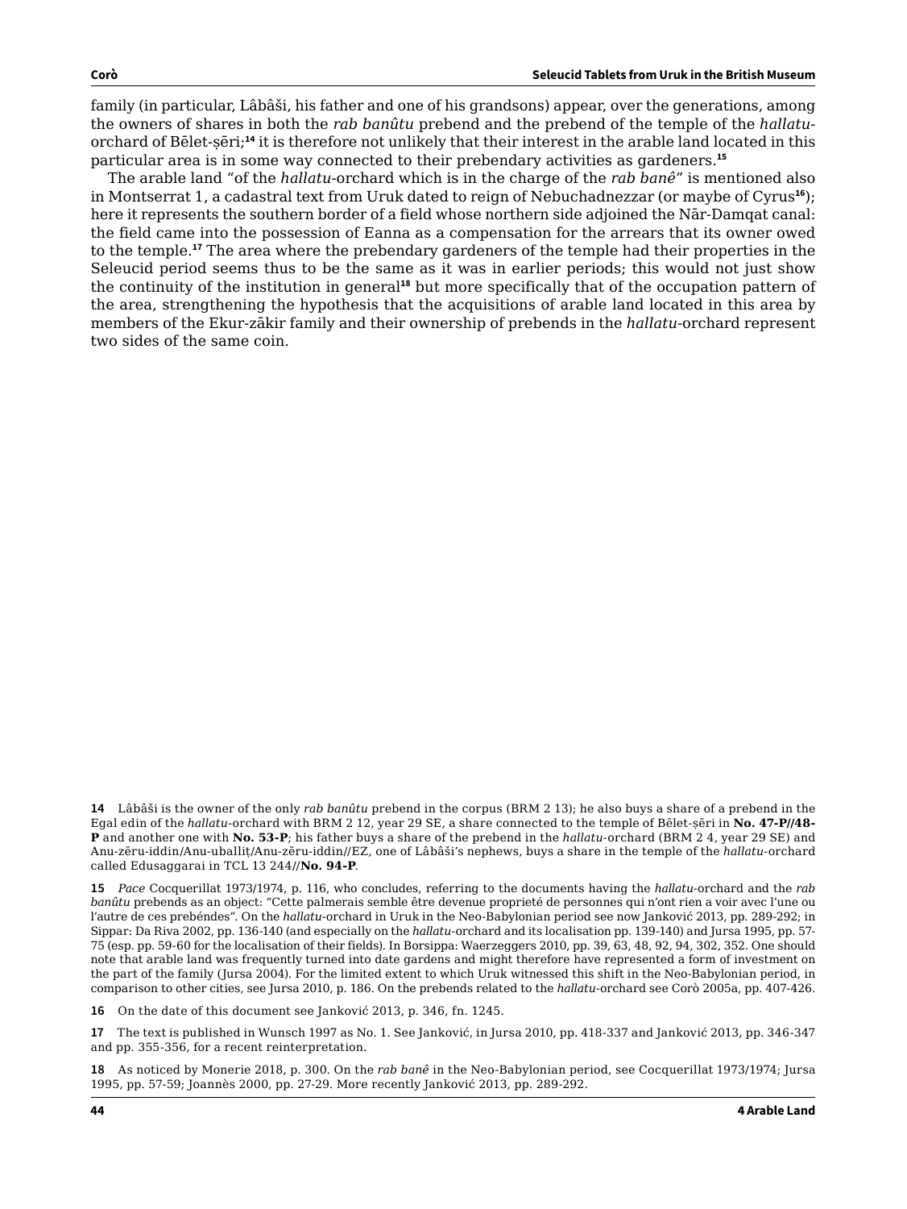family (in particular, Lâbâši, his father and one of his grandsons) appear, over the generations, among the owners of shares in both the *rab banûtu* prebend and the prebend of the temple of the *hallatu*-orchard of Bēlet-ṣēri;[14] it is therefore not unlikely that their interest in the arable land located in this particular area is in some way connected to their prebendary activities as gardeners.[15]

The arable land "of the *hallatu*-orchard which is in the charge of the *rab banê*" is mentioned also in Montserrat 1, a cadastral text from Uruk dated to reign of Nebuchadnezzar (or maybe of Cyrus[16]); here it represents the southern border of a field whose northern side adjoined the Nār-Damqat canal: the field came into the possession of Eanna as a compensation for the arrears that its owner owed to the temple.[17] The area where the prebendary gardeners of the temple had their properties in the Seleucid period seems thus to be the same as it was in earlier periods; this would not just show the continuity of the institution in general[18] but more specifically that of the occupation pattern of the area, strengthening the hypothesis that the acquisitions of arable land located in this area by members of the Ekur-zākir family and their ownership of prebends in the *hallatu*-orchard represent two sides of the same coin.

---

**14** Lâbâši is the owner of the only *rab banûtu* prebend in the corpus (BRM 2 13); he also buys a share of a prebend in the Egal edin of the *hallatu*-orchard with BRM 2 12, year 29 SE, a share connected to the temple of Bēlet-ṣēri in **No. 47-P//48-P** and another one with **No. 53-P**; his father buys a share of the prebend in the *hallatu*-orchard (BRM 2 4, year 29 SE) and Anu-zēru-iddin/Anu-uballiṭ/Anu-zēru-iddin//EZ, one of Lâbâši's nephews, buys a share in the temple of the *hallatu*-orchard called Edusaggarai in TCL 13 244//**No. 94-P**.

**15** *Pace* Cocquerillat 1973/1974, p. 116, who concludes, referring to the documents having the *hallatu*-orchard and the *rab banûtu* prebends as an object: "Cette palmerais semble être devenue proprieté de personnes qui n'ont rien a voir avec l'une ou l'autre de ces prebéndes". On the *hallatu*-orchard in Uruk in the Neo-Babylonian period see now Janković 2013, pp. 289-292; in Sippar: Da Riva 2002, pp. 136-140 (and especially on the *hallatu*-orchard and its localisation pp. 139-140) and Jursa 1995, pp. 57-75 (esp. pp. 59-60 for the localisation of their fields). In Borsippa: Waerzeggers 2010, pp. 39, 63, 48, 92, 94, 302, 352. One should note that arable land was frequently turned into date gardens and might therefore have represented a form of investment on the part of the family (Jursa 2004). For the limited extent to which Uruk witnessed this shift in the Neo-Babylonian period, in comparison to other cities, see Jursa 2010, p. 186. On the prebends related to the *hallatu*-orchard see Corò 2005a, pp. 407-426.

**16** On the date of this document see Janković 2013, p. 346, fn. 1245.

**17** The text is published in Wunsch 1997 as No. 1. See Janković, in Jursa 2010, pp. 418-337 and Janković 2013, pp. 346-347 and pp. 355-356, for a recent reinterpretation.

**18** As noticed by Monerie 2018, p. 300. On the *rab banê* in the Neo-Babylonian period, see Cocquerillat 1973/1974; Jursa 1995, pp. 57-59; Joannès 2000, pp. 27-29. More recently Janković 2013, pp. 289-292.